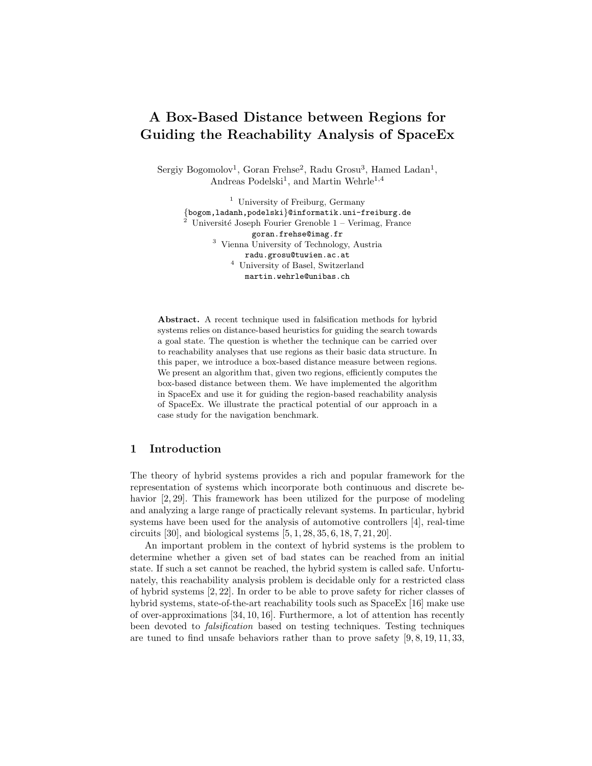# A Box-Based Distance between Regions for Guiding the Reachability Analysis of SpaceEx

Sergiy Bogomolov[1], Goran Frehse[2], Radu Grosu[3], Hamed Ladan[1], Andreas Podelski[1], and Martin Wehrle[1,4]

[1] University of Freiburg, Germany
{bogom,ladanh,podelski}@informatik.uni-freiburg.de
[2] Université Joseph Fourier Grenoble 1 – Verimag, France
goran.frehse@imag.fr
[3] Vienna University of Technology, Austria
radu.grosu@tuwien.ac.at
[4] University of Basel, Switzerland
martin.wehrle@unibas.ch

**Abstract.** A recent technique used in falsification methods for hybrid systems relies on distance-based heuristics for guiding the search towards a goal state. The question is whether the technique can be carried over to reachability analyses that use regions as their basic data structure. In this paper, we introduce a box-based distance measure between regions. We present an algorithm that, given two regions, efficiently computes the box-based distance between them. We have implemented the algorithm in SpaceEx and use it for guiding the region-based reachability analysis of SpaceEx. We illustrate the practical potential of our approach in a case study for the navigation benchmark.

## 1 Introduction

The theory of hybrid systems provides a rich and popular framework for the representation of systems which incorporate both continuous and discrete behavior [2, 29]. This framework has been utilized for the purpose of modeling and analyzing a large range of practically relevant systems. In particular, hybrid systems have been used for the analysis of automotive controllers [4], real-time circuits [30], and biological systems [5, 1, 28, 35, 6, 18, 7, 21, 20].

An important problem in the context of hybrid systems is the problem to determine whether a given set of bad states can be reached from an initial state. If such a set cannot be reached, the hybrid system is called safe. Unfortunately, this reachability analysis problem is decidable only for a restricted class of hybrid systems [2, 22]. In order to be able to prove safety for richer classes of hybrid systems, state-of-the-art reachability tools such as SpaceEx [16] make use of over-approximations [34, 10, 16]. Furthermore, a lot of attention has recently been devoted to *falsification* based on testing techniques. Testing techniques are tuned to find unsafe behaviors rather than to prove safety [9, 8, 19, 11, 33,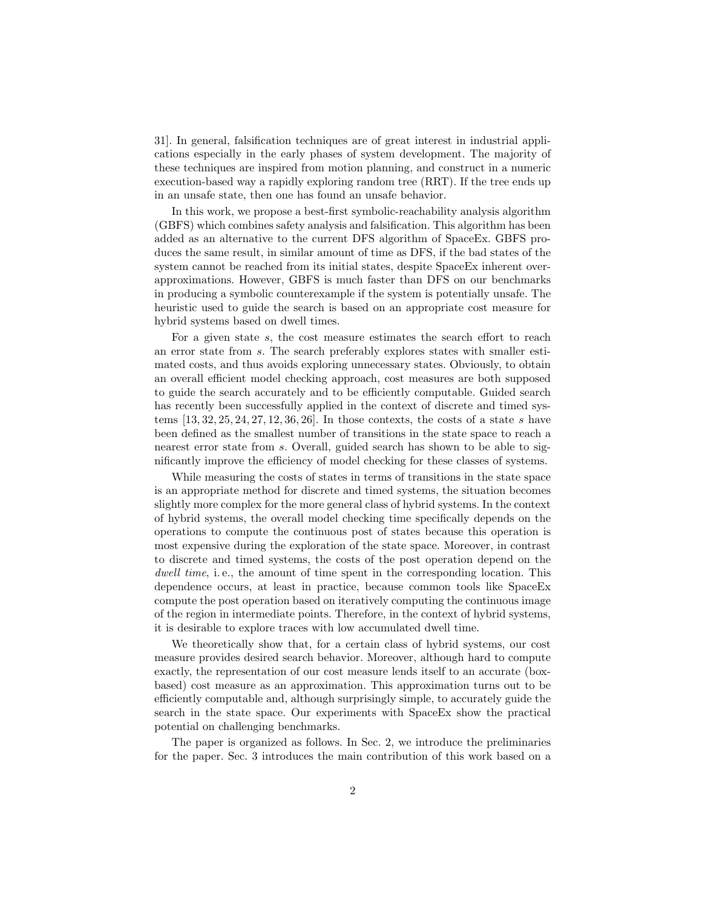31]. In general, falsification techniques are of great interest in industrial applications especially in the early phases of system development. The majority of these techniques are inspired from motion planning, and construct in a numeric execution-based way a rapidly exploring random tree (RRT). If the tree ends up in an unsafe state, then one has found an unsafe behavior.

In this work, we propose a best-first symbolic-reachability analysis algorithm (GBFS) which combines safety analysis and falsification. This algorithm has been added as an alternative to the current DFS algorithm of SpaceEx. GBFS produces the same result, in similar amount of time as DFS, if the bad states of the system cannot be reached from its initial states, despite SpaceEx inherent over-approximations. However, GBFS is much faster than DFS on our benchmarks in producing a symbolic counterexample if the system is potentially unsafe. The heuristic used to guide the search is based on an appropriate cost measure for hybrid systems based on dwell times.

For a given state $s$, the cost measure estimates the search effort to reach an error state from $s$. The search preferably explores states with smaller estimated costs, and thus avoids exploring unnecessary states. Obviously, to obtain an overall efficient model checking approach, cost measures are both supposed to guide the search accurately and to be efficiently computable. Guided search has recently been successfully applied in the context of discrete and timed systems [13, 32, 25, 24, 27, 12, 36, 26]. In those contexts, the costs of a state $s$ have been defined as the smallest number of transitions in the state space to reach a nearest error state from $s$. Overall, guided search has shown to be able to significantly improve the efficiency of model checking for these classes of systems.

While measuring the costs of states in terms of transitions in the state space is an appropriate method for discrete and timed systems, the situation becomes slightly more complex for the more general class of hybrid systems. In the context of hybrid systems, the overall model checking time specifically depends on the operations to compute the continuous post of states because this operation is most expensive during the exploration of the state space. Moreover, in contrast to discrete and timed systems, the costs of the post operation depend on the *dwell time*, i. e., the amount of time spent in the corresponding location. This dependence occurs, at least in practice, because common tools like SpaceEx compute the post operation based on iteratively computing the continuous image of the region in intermediate points. Therefore, in the context of hybrid systems, it is desirable to explore traces with low accumulated dwell time.

We theoretically show that, for a certain class of hybrid systems, our cost measure provides desired search behavior. Moreover, although hard to compute exactly, the representation of our cost measure lends itself to an accurate (box-based) cost measure as an approximation. This approximation turns out to be efficiently computable and, although surprisingly simple, to accurately guide the search in the state space. Our experiments with SpaceEx show the practical potential on challenging benchmarks.

The paper is organized as follows. In Sec. 2, we introduce the preliminaries for the paper. Sec. 3 introduces the main contribution of this work based on a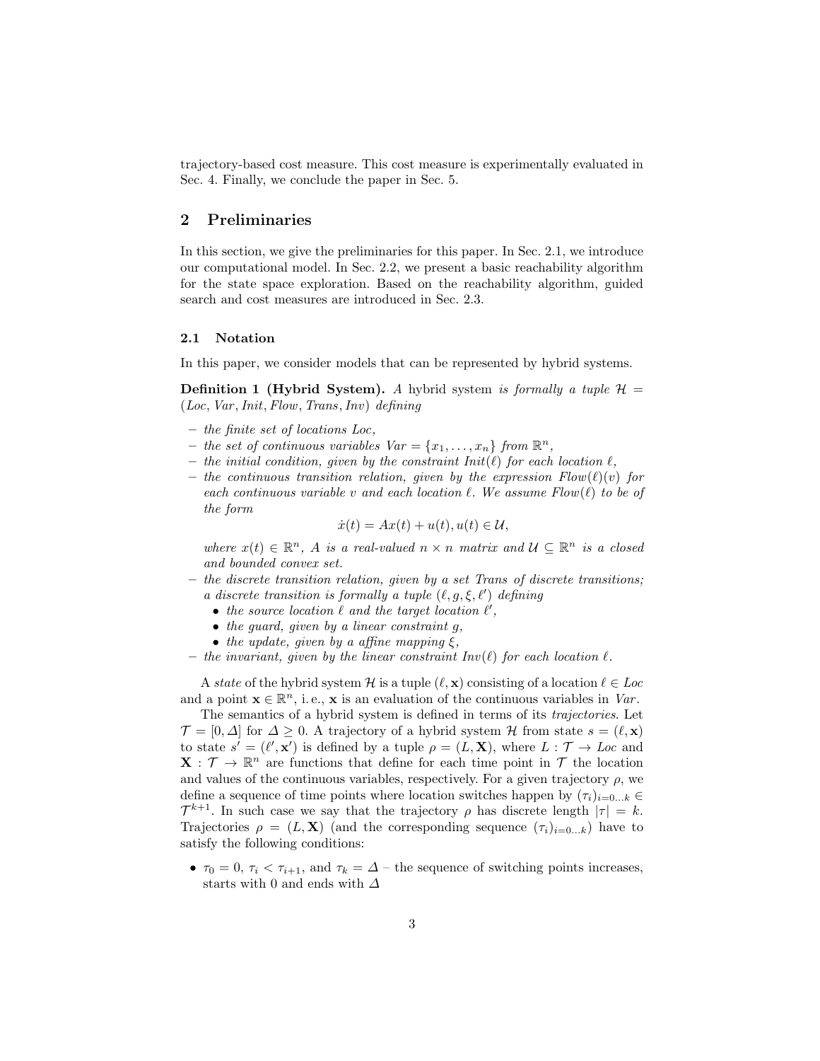trajectory-based cost measure. This cost measure is experimentally evaluated in Sec. 4. Finally, we conclude the paper in Sec. 5.

## 2 Preliminaries

In this section, we give the preliminaries for this paper. In Sec. 2.1, we introduce our computational model. In Sec. 2.2, we present a basic reachability algorithm for the state space exploration. Based on the reachability algorithm, guided search and cost measures are introduced in Sec. 2.3.

### 2.1 Notation

In this paper, we consider models that can be represented by hybrid systems.

**Definition 1 (Hybrid System).** *A* hybrid system *is formally a tuple* $\mathcal{H} = (Loc, Var, Init, Flow, Trans, Inv)$ *defining*

- *the finite set of locations* $Loc$,
- *the set of continuous variables* $Var = \{x_1, \ldots, x_n\}$ *from* $\mathbb{R}^n$,
- *the initial condition, given by the constraint* $Init(\ell)$ *for each location* $\ell$,
- *the continuous transition relation, given by the expression* $Flow(\ell)(v)$ *for each continuous variable* $v$ *and each location* $\ell$. *We assume* $Flow(\ell)$ *to be of the form*
$$\dot{x}(t) = Ax(t) + u(t), u(t) \in \mathcal{U},$$
*where* $x(t) \in \mathbb{R}^n$, $A$ *is a real-valued* $n \times n$ *matrix and* $\mathcal{U} \subseteq \mathbb{R}^n$ *is a closed and bounded convex set.*
- *the discrete transition relation, given by a set* $Trans$ *of discrete transitions; a discrete transition is formally a tuple* $(\ell, g, \xi, \ell')$ *defining*
  - *the source location* $\ell$ *and the target location* $\ell'$,
  - *the guard, given by a linear constraint* $g$,
  - *the update, given by a affine mapping* $\xi$,
- *the invariant, given by the linear constraint* $Inv(\ell)$ *for each location* $\ell$.

A *state* of the hybrid system $\mathcal{H}$ is a tuple $(\ell, \mathbf{x})$ consisting of a location $\ell \in Loc$ and a point $\mathbf{x} \in \mathbb{R}^n$, i. e., $\mathbf{x}$ is an evaluation of the continuous variables in $Var$.

The semantics of a hybrid system is defined in terms of its *trajectories*. Let $\mathcal{T} = [0, \Delta]$ for $\Delta \geq 0$. A trajectory of a hybrid system $\mathcal{H}$ from state $s = (\ell, \mathbf{x})$ to state $s' = (\ell', \mathbf{x}')$ is defined by a tuple $\rho = (L, \mathbf{X})$, where $L : \mathcal{T} \to Loc$ and $\mathbf{X} : \mathcal{T} \to \mathbb{R}^n$ are functions that define for each time point in $\mathcal{T}$ the location and values of the continuous variables, respectively. For a given trajectory $\rho$, we define a sequence of time points where location switches happen by $(\tau_i)_{i=0\ldots k} \in \mathcal{T}^{k+1}$. In such case we say that the trajectory $\rho$ has discrete length $|\tau| = k$. Trajectories $\rho = (L, \mathbf{X})$ (and the corresponding sequence $(\tau_i)_{i=0\ldots k}$) have to satisfy the following conditions:

- $\tau_0 = 0$, $\tau_i < \tau_{i+1}$, and $\tau_k = \Delta$ – the sequence of switching points increases, starts with 0 and ends with $\Delta$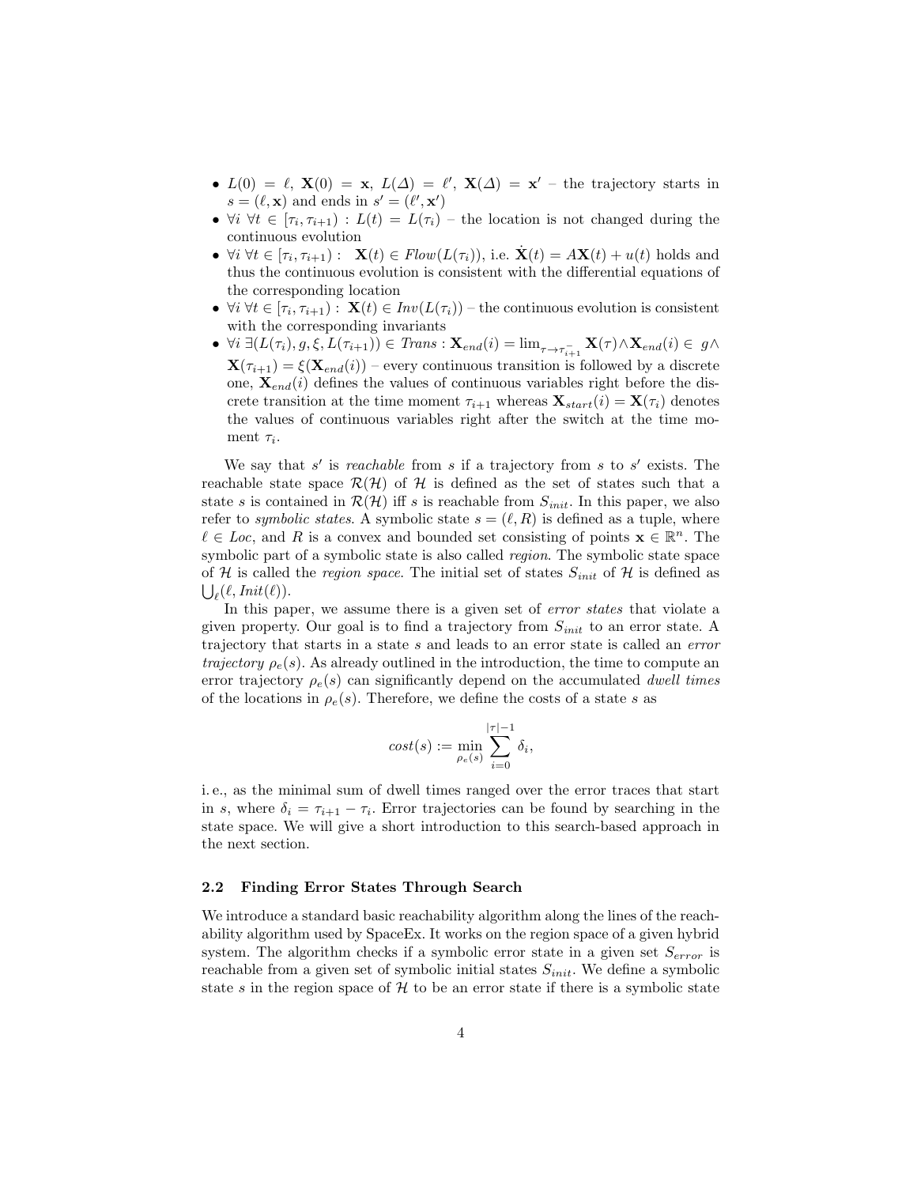- $L(0) = \ell$, $\mathbf{X}(0) = \mathbf{x}$, $L(\Delta) = \ell'$, $\mathbf{X}(\Delta) = \mathbf{x}'$ – the trajectory starts in $s = (\ell, \mathbf{x})$ and ends in $s' = (\ell', \mathbf{x}')$
- $\forall i\ \forall t \in [\tau_i, \tau_{i+1}) : L(t) = L(\tau_i)$ – the location is not changed during the continuous evolution
- $\forall i\ \forall t \in [\tau_i, \tau_{i+1}) :\ \mathbf{X}(t) \in \mathit{Flow}(L(\tau_i))$, i.e. $\dot{\mathbf{X}}(t) = A\mathbf{X}(t) + u(t)$ holds and thus the continuous evolution is consistent with the differential equations of the corresponding location
- $\forall i\ \forall t \in [\tau_i, \tau_{i+1}) :\ \mathbf{X}(t) \in \mathit{Inv}(L(\tau_i))$ – the continuous evolution is consistent with the corresponding invariants
- $\forall i\ \exists (L(\tau_i), g, \xi, L(\tau_{i+1})) \in \mathit{Trans} : \mathbf{X}_{end}(i) = \lim_{\tau \to \tau_{i+1}^-} \mathbf{X}(\tau) \wedge \mathbf{X}_{end}(i) \in g \wedge \mathbf{X}(\tau_{i+1}) = \xi(\mathbf{X}_{end}(i))$ – every continuous transition is followed by a discrete one, $\mathbf{X}_{end}(i)$ defines the values of continuous variables right before the discrete transition at the time moment $\tau_{i+1}$ whereas $\mathbf{X}_{start}(i) = \mathbf{X}(\tau_i)$ denotes the values of continuous variables right after the switch at the time moment $\tau_i$.

We say that $s'$ is *reachable* from $s$ if a trajectory from $s$ to $s'$ exists. The reachable state space $\mathcal{R}(\mathcal{H})$ of $\mathcal{H}$ is defined as the set of states such that a state $s$ is contained in $\mathcal{R}(\mathcal{H})$ iff $s$ is reachable from $S_{init}$. In this paper, we also refer to *symbolic states*. A symbolic state $s = (\ell, R)$ is defined as a tuple, where $\ell \in \mathit{Loc}$, and $R$ is a convex and bounded set consisting of points $\mathbf{x} \in \mathbb{R}^n$. The symbolic part of a symbolic state is also called *region*. The symbolic state space of $\mathcal{H}$ is called the *region space*. The initial set of states $S_{init}$ of $\mathcal{H}$ is defined as $\bigcup_\ell (\ell, \mathit{Init}(\ell))$.

In this paper, we assume there is a given set of *error states* that violate a given property. Our goal is to find a trajectory from $S_{init}$ to an error state. A trajectory that starts in a state $s$ and leads to an error state is called an *error trajectory* $\rho_e(s)$. As already outlined in the introduction, the time to compute an error trajectory $\rho_e(s)$ can significantly depend on the accumulated *dwell times* of the locations in $\rho_e(s)$. Therefore, we define the costs of a state $s$ as

$$cost(s) := \min_{\rho_e(s)} \sum_{i=0}^{|\tau|-1} \delta_i,$$

i. e., as the minimal sum of dwell times ranged over the error traces that start in $s$, where $\delta_i = \tau_{i+1} - \tau_i$. Error trajectories can be found by searching in the state space. We will give a short introduction to this search-based approach in the next section.

### 2.2 Finding Error States Through Search

We introduce a standard basic reachability algorithm along the lines of the reachability algorithm used by SpaceEx. It works on the region space of a given hybrid system. The algorithm checks if a symbolic error state in a given set $S_{error}$ is reachable from a given set of symbolic initial states $S_{init}$. We define a symbolic state $s$ in the region space of $\mathcal{H}$ to be an error state if there is a symbolic state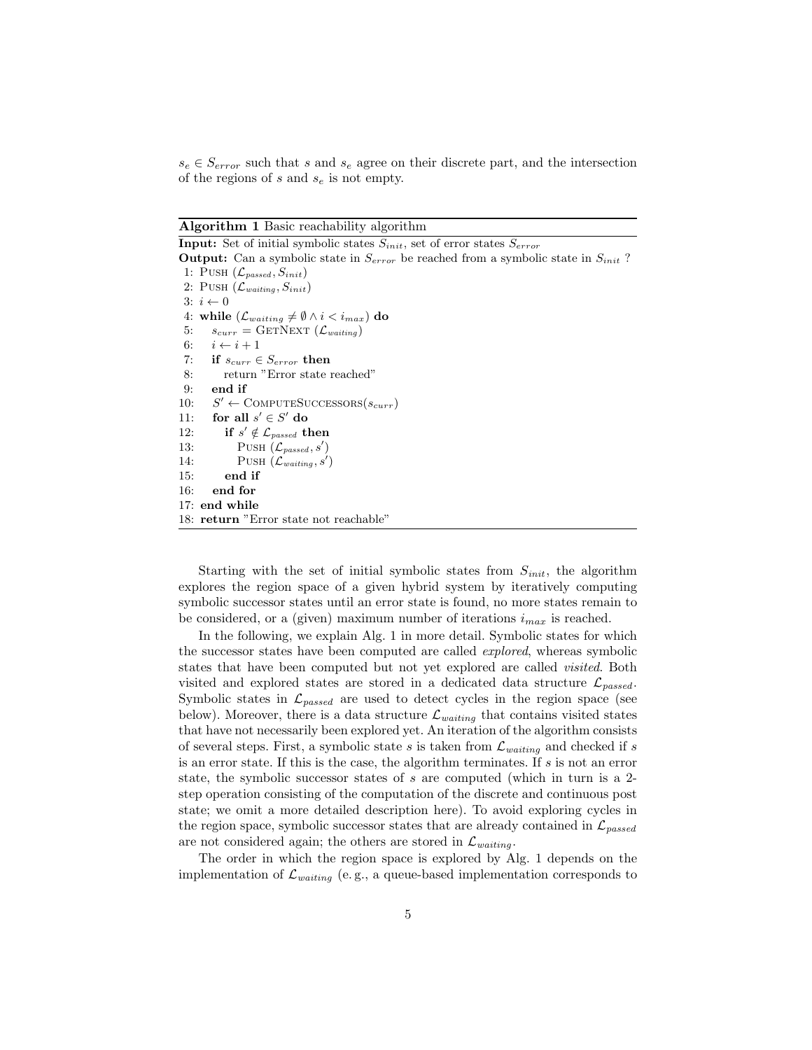$s_e \in S_{error}$ such that $s$ and $s_e$ agree on their discrete part, and the intersection of the regions of $s$ and $s_e$ is not empty.

**Algorithm 1** Basic reachability algorithm

**Input:** Set of initial symbolic states $S_{init}$, set of error states $S_{error}$

**Output:** Can a symbolic state in $S_{error}$ be reached from a symbolic state in $S_{init}$ ?

```
 1: PUSH (L_passed, S_init)
 2: PUSH (L_waiting, S_init)
 3: i ← 0
 4: while (L_waiting ≠ ∅ ∧ i < i_max) do
 5:    s_curr = GETNEXT (L_waiting)
 6:    i ← i + 1
 7:    if s_curr ∈ S_error then
 8:       return "Error state reached"
 9:    end if
10:    S' ← COMPUTESUCCESSORS(s_curr)
11:    for all s' ∈ S' do
12:       if s' ∉ L_passed then
13:          PUSH (L_passed, s')
14:          PUSH (L_waiting, s')
15:       end if
16:    end for
17: end while
18: return "Error state not reachable"
```

Starting with the set of initial symbolic states from $S_{init}$, the algorithm explores the region space of a given hybrid system by iteratively computing symbolic successor states until an error state is found, no more states remain to be considered, or a (given) maximum number of iterations $i_{max}$ is reached.

In the following, we explain Alg. 1 in more detail. Symbolic states for which the successor states have been computed are called *explored*, whereas symbolic states that have been computed but not yet explored are called *visited*. Both visited and explored states are stored in a dedicated data structure $\mathcal{L}_{passed}$. Symbolic states in $\mathcal{L}_{passed}$ are used to detect cycles in the region space (see below). Moreover, there is a data structure $\mathcal{L}_{waiting}$ that contains visited states that have not necessarily been explored yet. An iteration of the algorithm consists of several steps. First, a symbolic state $s$ is taken from $\mathcal{L}_{waiting}$ and checked if $s$ is an error state. If this is the case, the algorithm terminates. If $s$ is not an error state, the symbolic successor states of $s$ are computed (which in turn is a 2-step operation consisting of the computation of the discrete and continuous post state; we omit a more detailed description here). To avoid exploring cycles in the region space, symbolic successor states that are already contained in $\mathcal{L}_{passed}$ are not considered again; the others are stored in $\mathcal{L}_{waiting}$.

The order in which the region space is explored by Alg. 1 depends on the implementation of $\mathcal{L}_{waiting}$ (e. g., a queue-based implementation corresponds to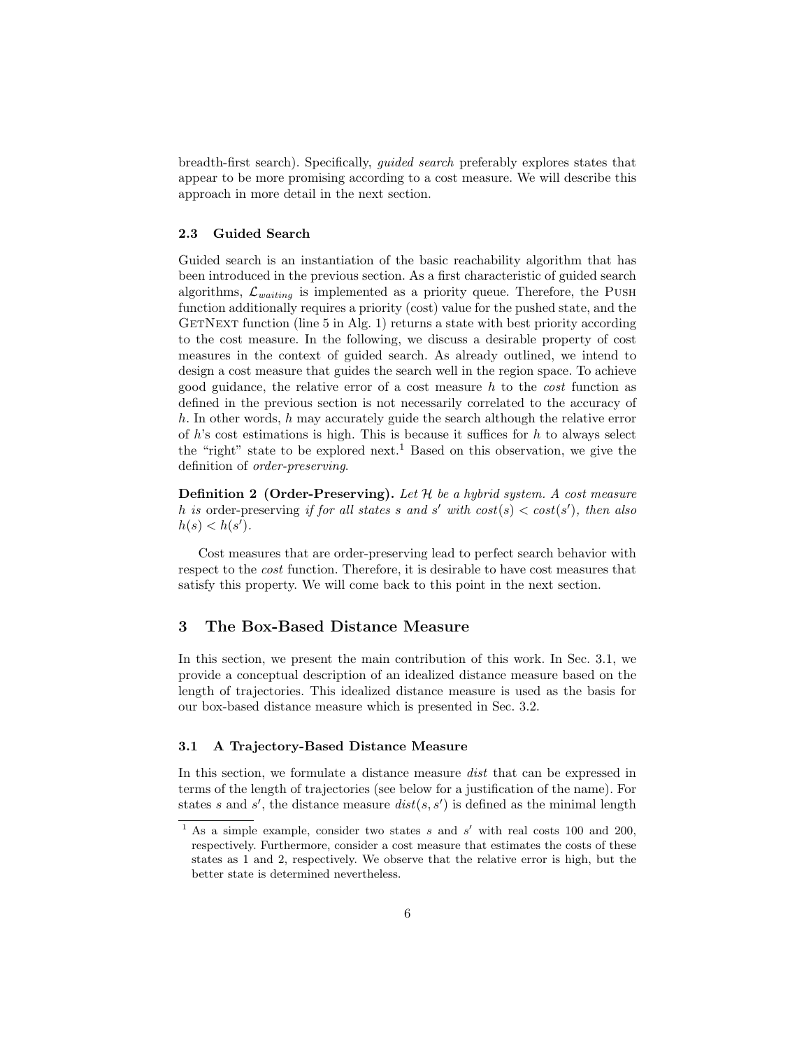breadth-first search). Specifically, *guided search* preferably explores states that appear to be more promising according to a cost measure. We will describe this approach in more detail in the next section.

### 2.3 Guided Search

Guided search is an instantiation of the basic reachability algorithm that has been introduced in the previous section. As a first characteristic of guided search algorithms, $\mathcal{L}_{waiting}$ is implemented as a priority queue. Therefore, the Push function additionally requires a priority (cost) value for the pushed state, and the GetNext function (line 5 in Alg. 1) returns a state with best priority according to the cost measure. In the following, we discuss a desirable property of cost measures in the context of guided search. As already outlined, we intend to design a cost measure that guides the search well in the region space. To achieve good guidance, the relative error of a cost measure $h$ to the *cost* function as defined in the previous section is not necessarily correlated to the accuracy of $h$. In other words, $h$ may accurately guide the search although the relative error of $h$'s cost estimations is high. This is because it suffices for $h$ to always select the "right" state to be explored next.[1] Based on this observation, we give the definition of *order-preserving*.

**Definition 2 (Order-Preserving).** *Let $\mathcal{H}$ be a hybrid system. A cost measure $h$ is* order-preserving *if for all states $s$ and $s'$ with $cost(s) < cost(s')$, then also $h(s) < h(s')$.*

Cost measures that are order-preserving lead to perfect search behavior with respect to the *cost* function. Therefore, it is desirable to have cost measures that satisfy this property. We will come back to this point in the next section.

## 3 The Box-Based Distance Measure

In this section, we present the main contribution of this work. In Sec. 3.1, we provide a conceptual description of an idealized distance measure based on the length of trajectories. This idealized distance measure is used as the basis for our box-based distance measure which is presented in Sec. 3.2.

### 3.1 A Trajectory-Based Distance Measure

In this section, we formulate a distance measure *dist* that can be expressed in terms of the length of trajectories (see below for a justification of the name). For states $s$ and $s'$, the distance measure $dist(s, s')$ is defined as the minimal length

---

[1] As a simple example, consider two states $s$ and $s'$ with real costs 100 and 200, respectively. Furthermore, consider a cost measure that estimates the costs of these states as 1 and 2, respectively. We observe that the relative error is high, but the better state is determined nevertheless.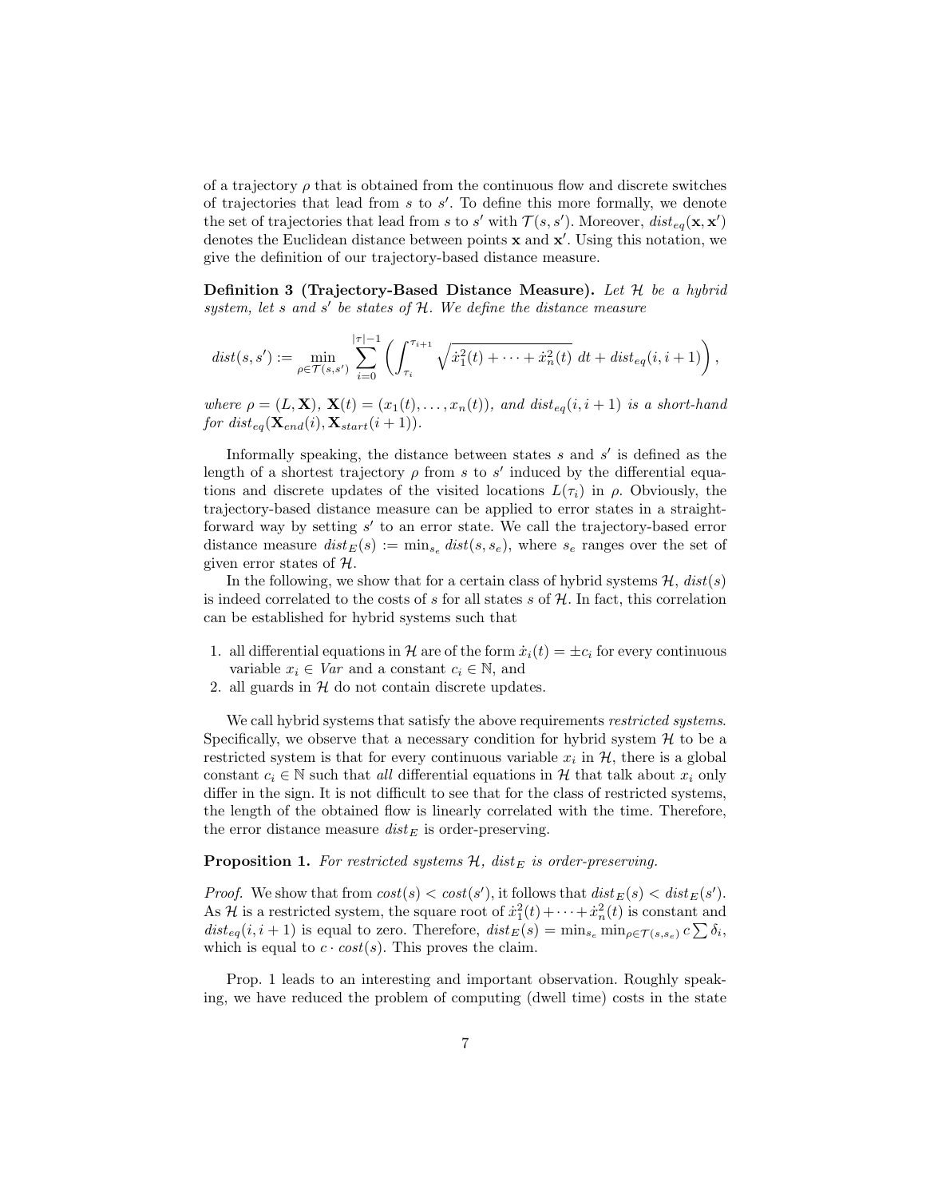of a trajectory $\rho$ that is obtained from the continuous flow and discrete switches of trajectories that lead from $s$ to $s'$. To define this more formally, we denote the set of trajectories that lead from $s$ to $s'$ with $\mathcal{T}(s, s')$. Moreover, $dist_{eq}(\mathbf{x}, \mathbf{x}')$ denotes the Euclidean distance between points $\mathbf{x}$ and $\mathbf{x}'$. Using this notation, we give the definition of our trajectory-based distance measure.

**Definition 3 (Trajectory-Based Distance Measure).** *Let $\mathcal{H}$ be a hybrid system, let $s$ and $s'$ be states of $\mathcal{H}$. We define the distance measure*

$$dist(s, s') := \min_{\rho \in \mathcal{T}(s,s')} \sum_{i=0}^{|\tau|-1} \left( \int_{\tau_i}^{\tau_{i+1}} \sqrt{\dot{x}_1^2(t) + \cdots + \dot{x}_n^2(t)} \; dt + dist_{eq}(i, i+1) \right),$$

*where $\rho = (L, \mathbf{X})$, $\mathbf{X}(t) = (x_1(t), \ldots, x_n(t))$, and $dist_{eq}(i, i+1)$ is a short-hand for $dist_{eq}(\mathbf{X}_{end}(i), \mathbf{X}_{start}(i+1))$.*

Informally speaking, the distance between states $s$ and $s'$ is defined as the length of a shortest trajectory $\rho$ from $s$ to $s'$ induced by the differential equations and discrete updates of the visited locations $L(\tau_i)$ in $\rho$. Obviously, the trajectory-based distance measure can be applied to error states in a straightforward way by setting $s'$ to an error state. We call the trajectory-based error distance measure $dist_E(s) := \min_{s_e} dist(s, s_e)$, where $s_e$ ranges over the set of given error states of $\mathcal{H}$.

In the following, we show that for a certain class of hybrid systems $\mathcal{H}$, $dist(s)$ is indeed correlated to the costs of $s$ for all states $s$ of $\mathcal{H}$. In fact, this correlation can be established for hybrid systems such that

1. all differential equations in $\mathcal{H}$ are of the form $\dot{x}_i(t) = \pm c_i$ for every continuous variable $x_i \in Var$ and a constant $c_i \in \mathbb{N}$, and
2. all guards in $\mathcal{H}$ do not contain discrete updates.

We call hybrid systems that satisfy the above requirements *restricted systems*. Specifically, we observe that a necessary condition for hybrid system $\mathcal{H}$ to be a restricted system is that for every continuous variable $x_i$ in $\mathcal{H}$, there is a global constant $c_i \in \mathbb{N}$ such that *all* differential equations in $\mathcal{H}$ that talk about $x_i$ only differ in the sign. It is not difficult to see that for the class of restricted systems, the length of the obtained flow is linearly correlated with the time. Therefore, the error distance measure $dist_E$ is order-preserving.

**Proposition 1.** *For restricted systems $\mathcal{H}$, $dist_E$ is order-preserving.*

*Proof.* We show that from $cost(s) < cost(s')$, it follows that $dist_E(s) < dist_E(s')$. As $\mathcal{H}$ is a restricted system, the square root of $\dot{x}_1^2(t) + \cdots + \dot{x}_n^2(t)$ is constant and $dist_{eq}(i, i+1)$ is equal to zero. Therefore, $dist_E(s) = \min_{s_e} \min_{\rho \in \mathcal{T}(s,s_e)} c \sum \delta_i$, which is equal to $c \cdot cost(s)$. This proves the claim.

Prop. 1 leads to an interesting and important observation. Roughly speaking, we have reduced the problem of computing (dwell time) costs in the state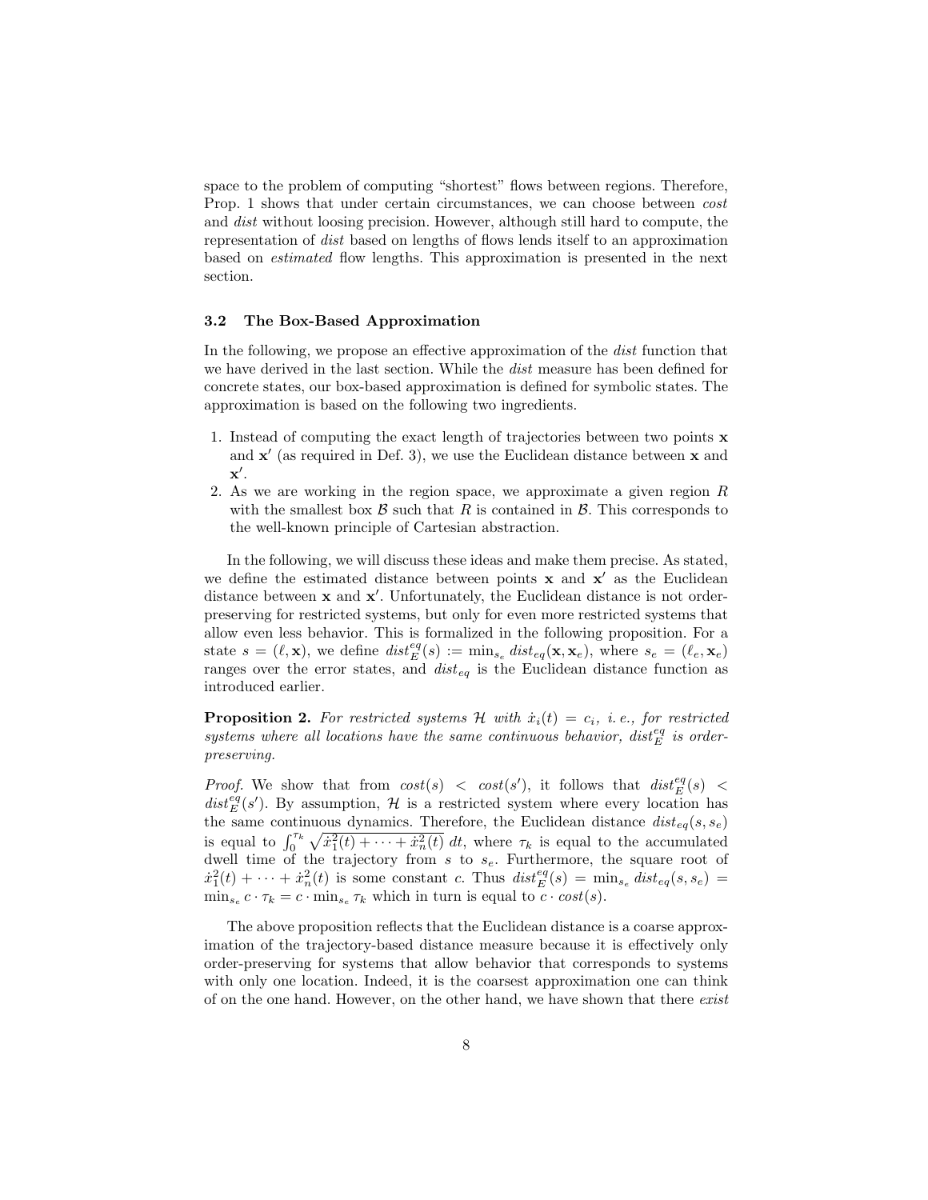space to the problem of computing "shortest" flows between regions. Therefore, Prop. 1 shows that under certain circumstances, we can choose between *cost* and *dist* without loosing precision. However, although still hard to compute, the representation of *dist* based on lengths of flows lends itself to an approximation based on *estimated* flow lengths. This approximation is presented in the next section.

### 3.2 The Box-Based Approximation

In the following, we propose an effective approximation of the *dist* function that we have derived in the last section. While the *dist* measure has been defined for concrete states, our box-based approximation is defined for symbolic states. The approximation is based on the following two ingredients.

1. Instead of computing the exact length of trajectories between two points $\mathbf{x}$ and $\mathbf{x}'$ (as required in Def. 3), we use the Euclidean distance between $\mathbf{x}$ and $\mathbf{x}'$.
2. As we are working in the region space, we approximate a given region $R$ with the smallest box $\mathcal{B}$ such that $R$ is contained in $\mathcal{B}$. This corresponds to the well-known principle of Cartesian abstraction.

In the following, we will discuss these ideas and make them precise. As stated, we define the estimated distance between points $\mathbf{x}$ and $\mathbf{x}'$ as the Euclidean distance between $\mathbf{x}$ and $\mathbf{x}'$. Unfortunately, the Euclidean distance is not order-preserving for restricted systems, but only for even more restricted systems that allow even less behavior. This is formalized in the following proposition. For a state $s = (\ell, \mathbf{x})$, we define $dist_E^{eq}(s) := \min_{s_e} dist_{eq}(\mathbf{x}, \mathbf{x}_e)$, where $s_e = (\ell_e, \mathbf{x}_e)$ ranges over the error states, and $dist_{eq}$ is the Euclidean distance function as introduced earlier.

**Proposition 2.** *For restricted systems $\mathcal{H}$ with $\dot{x}_i(t) = c_i$, i. e., for restricted systems where all locations have the same continuous behavior, $dist_E^{eq}$ is order-preserving.*

*Proof.* We show that from $cost(s) < cost(s')$, it follows that $dist_E^{eq}(s) < dist_E^{eq}(s')$. By assumption, $\mathcal{H}$ is a restricted system where every location has the same continuous dynamics. Therefore, the Euclidean distance $dist_{eq}(s, s_e)$ is equal to $\int_0^{\tau_k} \sqrt{\dot{x}_1^2(t) + \cdots + \dot{x}_n^2(t)}\, dt$, where $\tau_k$ is equal to the accumulated dwell time of the trajectory from $s$ to $s_e$. Furthermore, the square root of $\dot{x}_1^2(t) + \cdots + \dot{x}_n^2(t)$ is some constant $c$. Thus $dist_E^{eq}(s) = \min_{s_e} dist_{eq}(s, s_e) = \min_{s_e} c \cdot \tau_k = c \cdot \min_{s_e} \tau_k$ which in turn is equal to $c \cdot cost(s)$.

The above proposition reflects that the Euclidean distance is a coarse approximation of the trajectory-based distance measure because it is effectively only order-preserving for systems that allow behavior that corresponds to systems with only one location. Indeed, it is the coarsest approximation one can think of on the one hand. However, on the other hand, we have shown that there *exist*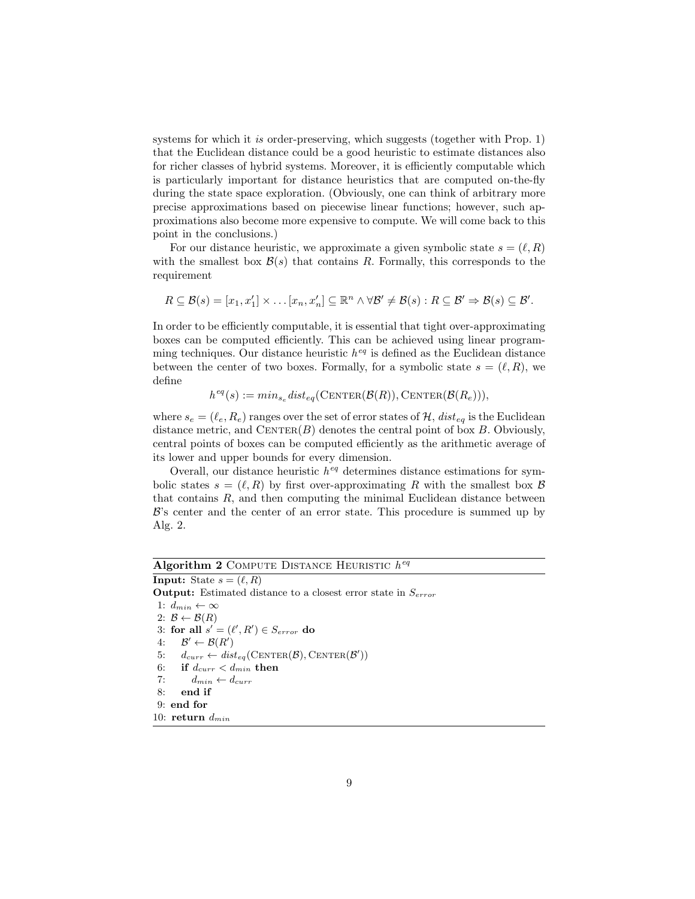systems for which it *is* order-preserving, which suggests (together with Prop. 1) that the Euclidean distance could be a good heuristic to estimate distances also for richer classes of hybrid systems. Moreover, it is efficiently computable which is particularly important for distance heuristics that are computed on-the-fly during the state space exploration. (Obviously, one can think of arbitrary more precise approximations based on piecewise linear functions; however, such approximations also become more expensive to compute. We will come back to this point in the conclusions.)

For our distance heuristic, we approximate a given symbolic state $s = (\ell, R)$ with the smallest box $\mathcal{B}(s)$ that contains $R$. Formally, this corresponds to the requirement

$$R \subseteq \mathcal{B}(s) = [x_1, x_1'] \times \ldots [x_n, x_n'] \subseteq \mathbb{R}^n \wedge \forall \mathcal{B}' \neq \mathcal{B}(s) : R \subseteq \mathcal{B}' \Rightarrow \mathcal{B}(s) \subseteq \mathcal{B}'.$$

In order to be efficiently computable, it is essential that tight over-approximating boxes can be computed efficiently. This can be achieved using linear programming techniques. Our distance heuristic $h^{eq}$ is defined as the Euclidean distance between the center of two boxes. Formally, for a symbolic state $s = (\ell, R)$, we define

$$h^{eq}(s) := min_{s_e} \, dist_{eq}(\textsc{Center}(\mathcal{B}(R)), \textsc{Center}(\mathcal{B}(R_e))),$$

where $s_e = (\ell_e, R_e)$ ranges over the set of error states of $\mathcal{H}$, $dist_{eq}$ is the Euclidean distance metric, and $\textsc{Center}(B)$ denotes the central point of box $B$. Obviously, central points of boxes can be computed efficiently as the arithmetic average of its lower and upper bounds for every dimension.

Overall, our distance heuristic $h^{eq}$ determines distance estimations for symbolic states $s = (\ell, R)$ by first over-approximating $R$ with the smallest box $\mathcal{B}$ that contains $R$, and then computing the minimal Euclidean distance between $\mathcal{B}$'s center and the center of an error state. This procedure is summed up by Alg. 2.

**Algorithm 2** Compute Distance Heuristic $h^{eq}$

**Input:** State $s = (\ell, R)$
**Output:** Estimated distance to a closest error state in $S_{error}$

```
 1: d_min ← ∞
 2: B ← B(R)
 3: for all s' = (ℓ', R') ∈ S_error do
 4:    B' ← B(R')
 5:    d_curr ← dist_eq(CENTER(B), CENTER(B'))
 6:    if d_curr < d_min then
 7:       d_min ← d_curr
 8:    end if
 9: end for
10: return d_min
```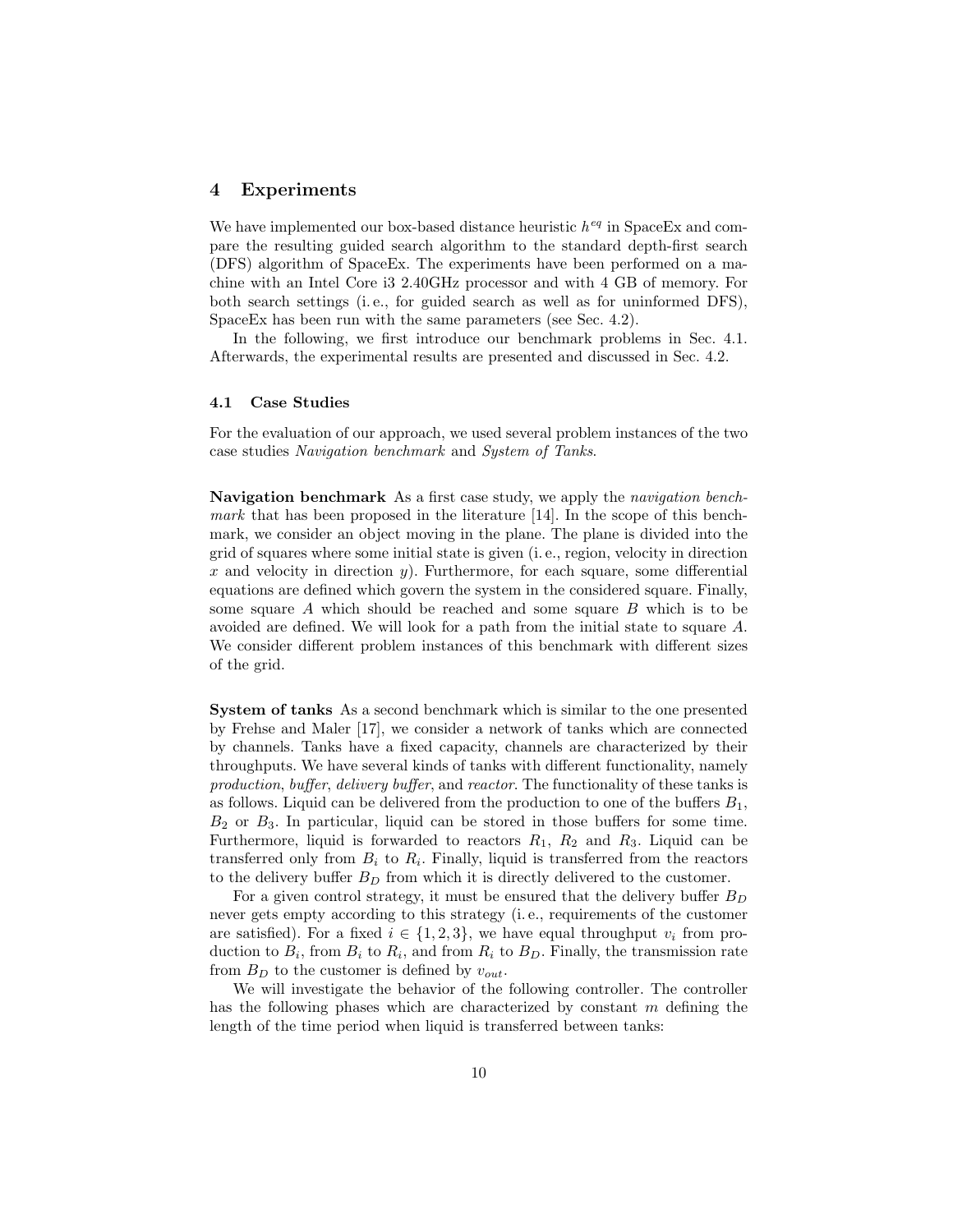## 4 Experiments

We have implemented our box-based distance heuristic $h^{eq}$ in SpaceEx and compare the resulting guided search algorithm to the standard depth-first search (DFS) algorithm of SpaceEx. The experiments have been performed on a machine with an Intel Core i3 2.40GHz processor and with 4 GB of memory. For both search settings (i. e., for guided search as well as for uninformed DFS), SpaceEx has been run with the same parameters (see Sec. 4.2).

In the following, we first introduce our benchmark problems in Sec. 4.1. Afterwards, the experimental results are presented and discussed in Sec. 4.2.

### 4.1 Case Studies

For the evaluation of our approach, we used several problem instances of the two case studies *Navigation benchmark* and *System of Tanks*.

**Navigation benchmark** As a first case study, we apply the *navigation benchmark* that has been proposed in the literature [14]. In the scope of this benchmark, we consider an object moving in the plane. The plane is divided into the grid of squares where some initial state is given (i. e., region, velocity in direction $x$ and velocity in direction $y$). Furthermore, for each square, some differential equations are defined which govern the system in the considered square. Finally, some square $A$ which should be reached and some square $B$ which is to be avoided are defined. We will look for a path from the initial state to square $A$. We consider different problem instances of this benchmark with different sizes of the grid.

**System of tanks** As a second benchmark which is similar to the one presented by Frehse and Maler [17], we consider a network of tanks which are connected by channels. Tanks have a fixed capacity, channels are characterized by their throughputs. We have several kinds of tanks with different functionality, namely *production*, *buffer*, *delivery buffer*, and *reactor*. The functionality of these tanks is as follows. Liquid can be delivered from the production to one of the buffers $B_1$, $B_2$ or $B_3$. In particular, liquid can be stored in those buffers for some time. Furthermore, liquid is forwarded to reactors $R_1$, $R_2$ and $R_3$. Liquid can be transferred only from $B_i$ to $R_i$. Finally, liquid is transferred from the reactors to the delivery buffer $B_D$ from which it is directly delivered to the customer.

For a given control strategy, it must be ensured that the delivery buffer $B_D$ never gets empty according to this strategy (i. e., requirements of the customer are satisfied). For a fixed $i \in \{1, 2, 3\}$, we have equal throughput $v_i$ from production to $B_i$, from $B_i$ to $R_i$, and from $R_i$ to $B_D$. Finally, the transmission rate from $B_D$ to the customer is defined by $v_{out}$.

We will investigate the behavior of the following controller. The controller has the following phases which are characterized by constant $m$ defining the length of the time period when liquid is transferred between tanks: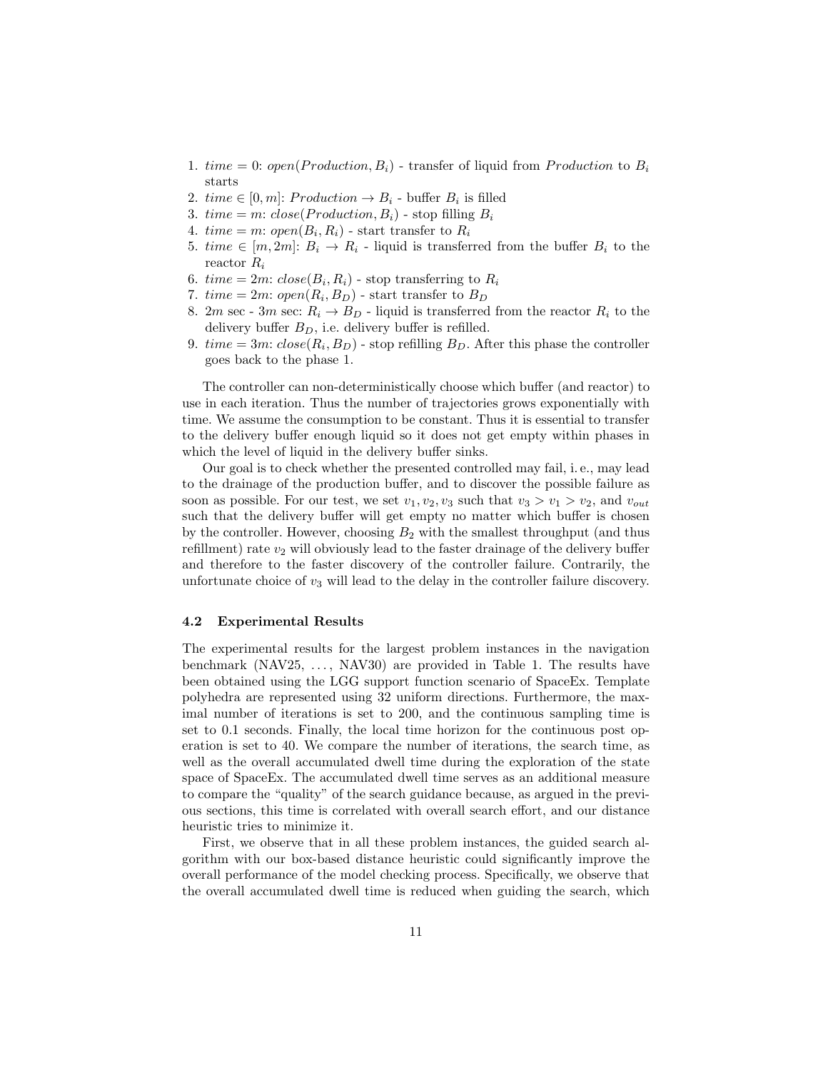1. $time = 0$: $open(Production, B_i)$ - transfer of liquid from $Production$ to $B_i$ starts
2. $time \in [0, m]$: $Production \rightarrow B_i$ - buffer $B_i$ is filled
3. $time = m$: $close(Production, B_i)$ - stop filling $B_i$
4. $time = m$: $open(B_i, R_i)$ - start transfer to $R_i$
5. $time \in [m, 2m]$: $B_i \rightarrow R_i$ - liquid is transferred from the buffer $B_i$ to the reactor $R_i$
6. $time = 2m$: $close(B_i, R_i)$ - stop transferring to $R_i$
7. $time = 2m$: $open(R_i, B_D)$ - start transfer to $B_D$
8. $2m$ sec - $3m$ sec: $R_i \rightarrow B_D$ - liquid is transferred from the reactor $R_i$ to the delivery buffer $B_D$, i.e. delivery buffer is refilled.
9. $time = 3m$: $close(R_i, B_D)$ - stop refilling $B_D$. After this phase the controller goes back to the phase 1.

The controller can non-deterministically choose which buffer (and reactor) to use in each iteration. Thus the number of trajectories grows exponentially with time. We assume the consumption to be constant. Thus it is essential to transfer to the delivery buffer enough liquid so it does not get empty within phases in which the level of liquid in the delivery buffer sinks.

Our goal is to check whether the presented controlled may fail, i. e., may lead to the drainage of the production buffer, and to discover the possible failure as soon as possible. For our test, we set $v_1, v_2, v_3$ such that $v_3 > v_1 > v_2$, and $v_{out}$ such that the delivery buffer will get empty no matter which buffer is chosen by the controller. However, choosing $B_2$ with the smallest throughput (and thus refillment) rate $v_2$ will obviously lead to the faster drainage of the delivery buffer and therefore to the faster discovery of the controller failure. Contrarily, the unfortunate choice of $v_3$ will lead to the delay in the controller failure discovery.

### 4.2 Experimental Results

The experimental results for the largest problem instances in the navigation benchmark (NAV25, ..., NAV30) are provided in Table 1. The results have been obtained using the LGG support function scenario of SpaceEx. Template polyhedra are represented using 32 uniform directions. Furthermore, the maximal number of iterations is set to 200, and the continuous sampling time is set to 0.1 seconds. Finally, the local time horizon for the continuous post operation is set to 40. We compare the number of iterations, the search time, as well as the overall accumulated dwell time during the exploration of the state space of SpaceEx. The accumulated dwell time serves as an additional measure to compare the "quality" of the search guidance because, as argued in the previous sections, this time is correlated with overall search effort, and our distance heuristic tries to minimize it.

First, we observe that in all these problem instances, the guided search algorithm with our box-based distance heuristic could significantly improve the overall performance of the model checking process. Specifically, we observe that the overall accumulated dwell time is reduced when guiding the search, which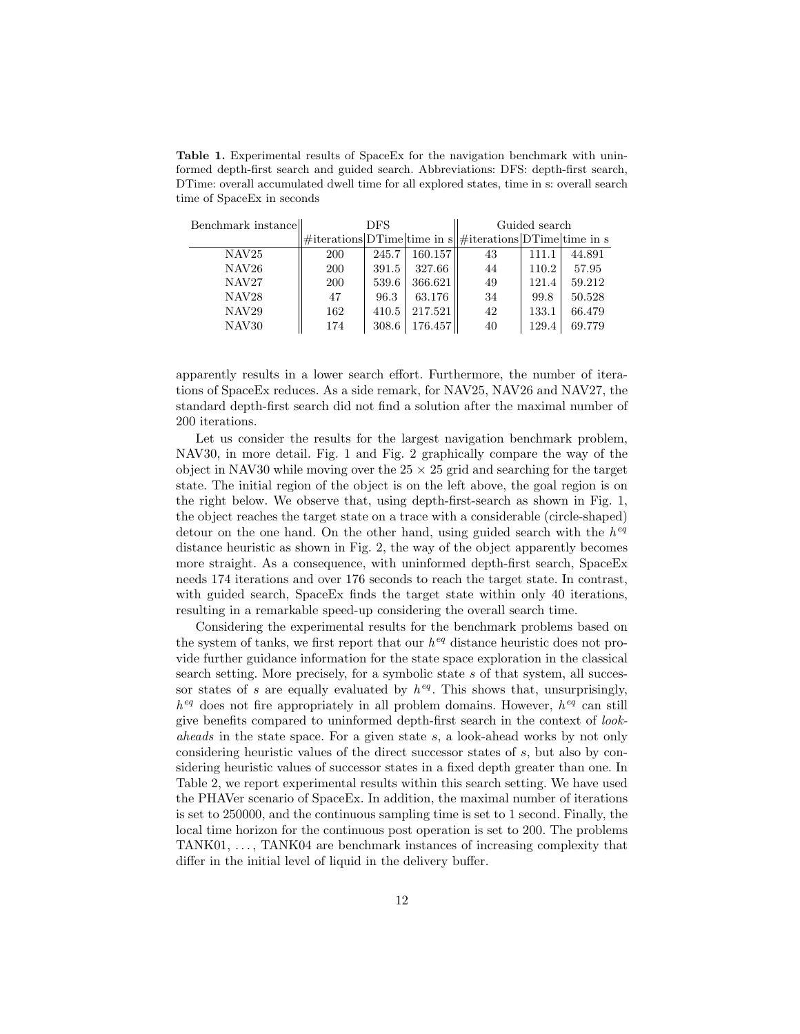**Table 1.** Experimental results of SpaceEx for the navigation benchmark with uninformed depth-first search and guided search. Abbreviations: DFS: depth-first search, DTime: overall accumulated dwell time for all explored states, time in s: overall search time of SpaceEx in seconds

| Benchmark instance | DFS | | | Guided search | | |
|---|---|---|---|---|---|---|
| | #iterations | DTime | time in s | #iterations | DTime | time in s |
| NAV25 | 200 | 245.7 | 160.157 | 43 | 111.1 | 44.891 |
| NAV26 | 200 | 391.5 | 327.66 | 44 | 110.2 | 57.95 |
| NAV27 | 200 | 539.6 | 366.621 | 49 | 121.4 | 59.212 |
| NAV28 | 47 | 96.3 | 63.176 | 34 | 99.8 | 50.528 |
| NAV29 | 162 | 410.5 | 217.521 | 42 | 133.1 | 66.479 |
| NAV30 | 174 | 308.6 | 176.457 | 40 | 129.4 | 69.779 |

apparently results in a lower search effort. Furthermore, the number of iterations of SpaceEx reduces. As a side remark, for NAV25, NAV26 and NAV27, the standard depth-first search did not find a solution after the maximal number of 200 iterations.

Let us consider the results for the largest navigation benchmark problem, NAV30, in more detail. Fig. 1 and Fig. 2 graphically compare the way of the object in NAV30 while moving over the $25 \times 25$ grid and searching for the target state. The initial region of the object is on the left above, the goal region is on the right below. We observe that, using depth-first-search as shown in Fig. 1, the object reaches the target state on a trace with a considerable (circle-shaped) detour on the one hand. On the other hand, using guided search with the $h^{eq}$ distance heuristic as shown in Fig. 2, the way of the object apparently becomes more straight. As a consequence, with uninformed depth-first search, SpaceEx needs 174 iterations and over 176 seconds to reach the target state. In contrast, with guided search, SpaceEx finds the target state within only 40 iterations, resulting in a remarkable speed-up considering the overall search time.

Considering the experimental results for the benchmark problems based on the system of tanks, we first report that our $h^{eq}$ distance heuristic does not provide further guidance information for the state space exploration in the classical search setting. More precisely, for a symbolic state $s$ of that system, all successor states of $s$ are equally evaluated by $h^{eq}$. This shows that, unsurprisingly, $h^{eq}$ does not fire appropriately in all problem domains. However, $h^{eq}$ can still give benefits compared to uninformed depth-first search in the context of *look-aheads* in the state space. For a given state $s$, a look-ahead works by not only considering heuristic values of the direct successor states of $s$, but also by considering heuristic values of successor states in a fixed depth greater than one. In Table 2, we report experimental results within this search setting. We have used the PHAVer scenario of SpaceEx. In addition, the maximal number of iterations is set to 250000, and the continuous sampling time is set to 1 second. Finally, the local time horizon for the continuous post operation is set to 200. The problems TANK01, ..., TANK04 are benchmark instances of increasing complexity that differ in the initial level of liquid in the delivery buffer.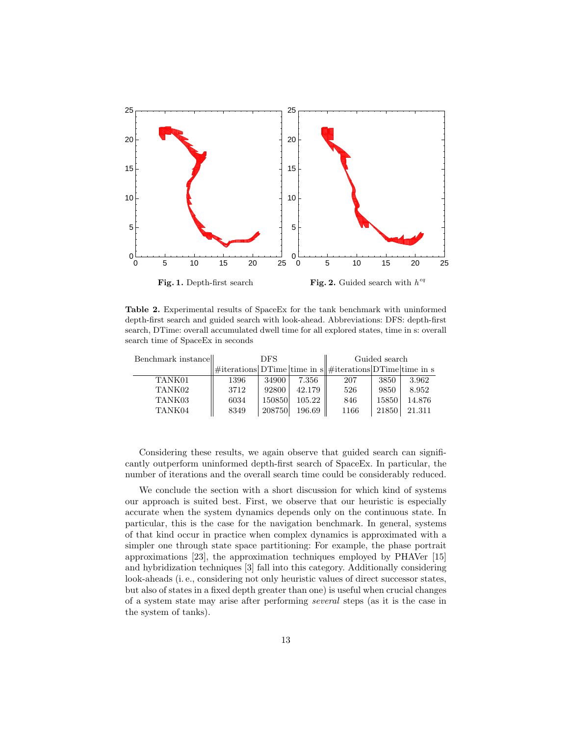**Fig. 1.** Depth-first search

**Fig. 2.** Guided search with $h^{eq}$

**Table 2.** Experimental results of SpaceEx for the tank benchmark with uninformed depth-first search and guided search with look-ahead. Abbreviations: DFS: depth-first search, DTime: overall accumulated dwell time for all explored states, time in s: overall search time of SpaceEx in seconds

| Benchmark instance | DFS | | | Guided search | | |
|---|---|---|---|---|---|---|
| | #iterations | DTime | time in s | #iterations | DTime | time in s |
| TANK01 | 1396 | 34900 | 7.356 | 207 | 3850 | 3.962 |
| TANK02 | 3712 | 92800 | 42.179 | 526 | 9850 | 8.952 |
| TANK03 | 6034 | 150850 | 105.22 | 846 | 15850 | 14.876 |
| TANK04 | 8349 | 208750 | 196.69 | 1166 | 21850 | 21.311 |

Considering these results, we again observe that guided search can significantly outperform uninformed depth-first search of SpaceEx. In particular, the number of iterations and the overall search time could be considerably reduced.

We conclude the section with a short discussion for which kind of systems our approach is suited best. First, we observe that our heuristic is especially accurate when the system dynamics depends only on the continuous state. In particular, this is the case for the navigation benchmark. In general, systems of that kind occur in practice when complex dynamics is approximated with a simpler one through state space partitioning: For example, the phase portrait approximations [23], the approximation techniques employed by PHAVer [15] and hybridization techniques [3] fall into this category. Additionally considering look-aheads (i. e., considering not only heuristic values of direct successor states, but also of states in a fixed depth greater than one) is useful when crucial changes of a system state may arise after performing *several* steps (as it is the case in the system of tanks).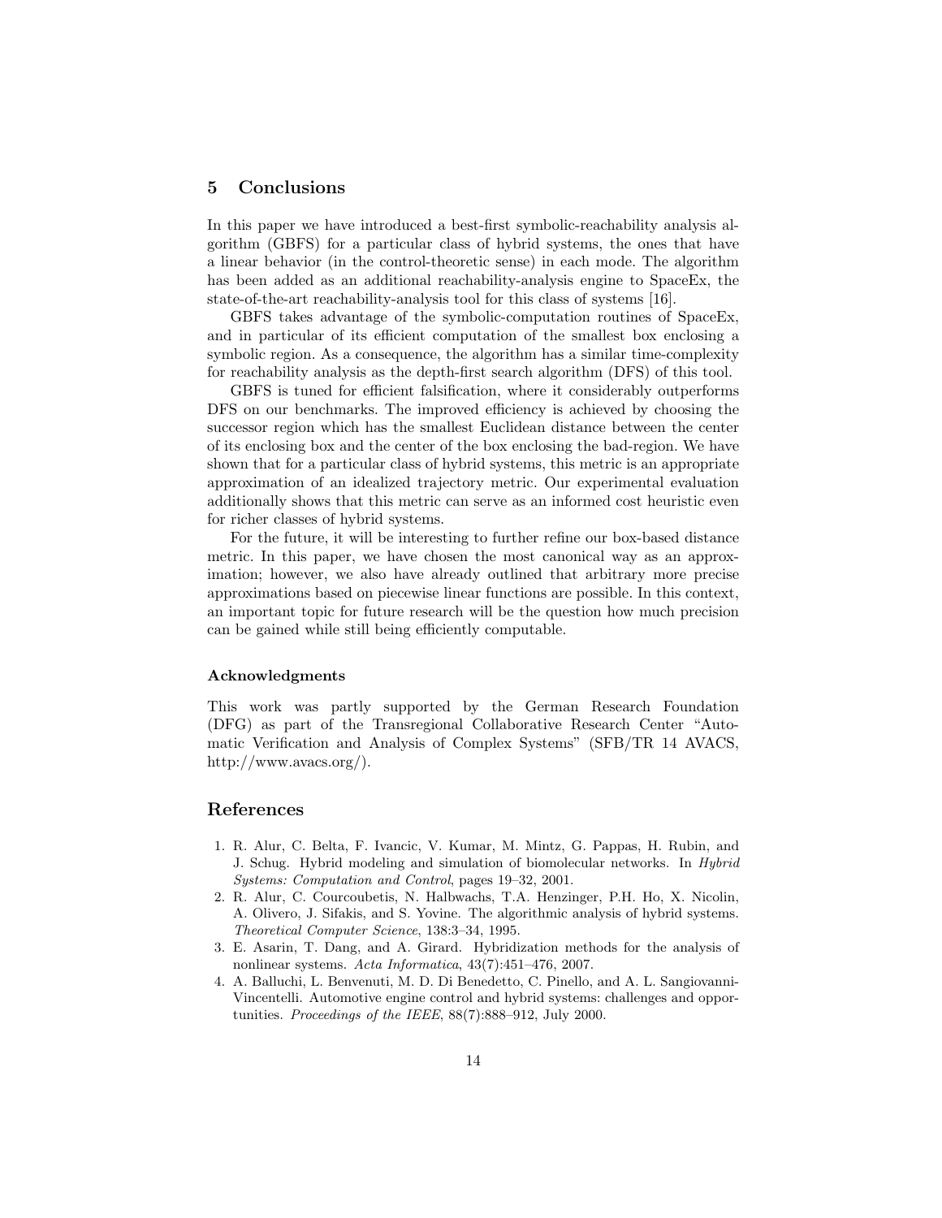## 5 Conclusions

In this paper we have introduced a best-first symbolic-reachability analysis algorithm (GBFS) for a particular class of hybrid systems, the ones that have a linear behavior (in the control-theoretic sense) in each mode. The algorithm has been added as an additional reachability-analysis engine to SpaceEx, the state-of-the-art reachability-analysis tool for this class of systems [16].

GBFS takes advantage of the symbolic-computation routines of SpaceEx, and in particular of its efficient computation of the smallest box enclosing a symbolic region. As a consequence, the algorithm has a similar time-complexity for reachability analysis as the depth-first search algorithm (DFS) of this tool.

GBFS is tuned for efficient falsification, where it considerably outperforms DFS on our benchmarks. The improved efficiency is achieved by choosing the successor region which has the smallest Euclidean distance between the center of its enclosing box and the center of the box enclosing the bad-region. We have shown that for a particular class of hybrid systems, this metric is an appropriate approximation of an idealized trajectory metric. Our experimental evaluation additionally shows that this metric can serve as an informed cost heuristic even for richer classes of hybrid systems.

For the future, it will be interesting to further refine our box-based distance metric. In this paper, we have chosen the most canonical way as an approximation; however, we also have already outlined that arbitrary more precise approximations based on piecewise linear functions are possible. In this context, an important topic for future research will be the question how much precision can be gained while still being efficiently computable.

### Acknowledgments

This work was partly supported by the German Research Foundation (DFG) as part of the Transregional Collaborative Research Center "Automatic Verification and Analysis of Complex Systems" (SFB/TR 14 AVACS, http://www.avacs.org/).

## References

1. R. Alur, C. Belta, F. Ivancic, V. Kumar, M. Mintz, G. Pappas, H. Rubin, and J. Schug. Hybrid modeling and simulation of biomolecular networks. In *Hybrid Systems: Computation and Control*, pages 19–32, 2001.
2. R. Alur, C. Courcoubetis, N. Halbwachs, T.A. Henzinger, P.H. Ho, X. Nicolin, A. Olivero, J. Sifakis, and S. Yovine. The algorithmic analysis of hybrid systems. *Theoretical Computer Science*, 138:3–34, 1995.
3. E. Asarin, T. Dang, and A. Girard. Hybridization methods for the analysis of nonlinear systems. *Acta Informatica*, 43(7):451–476, 2007.
4. A. Balluchi, L. Benvenuti, M. D. Di Benedetto, C. Pinello, and A. L. Sangiovanni-Vincentelli. Automotive engine control and hybrid systems: challenges and opportunities. *Proceedings of the IEEE*, 88(7):888–912, July 2000.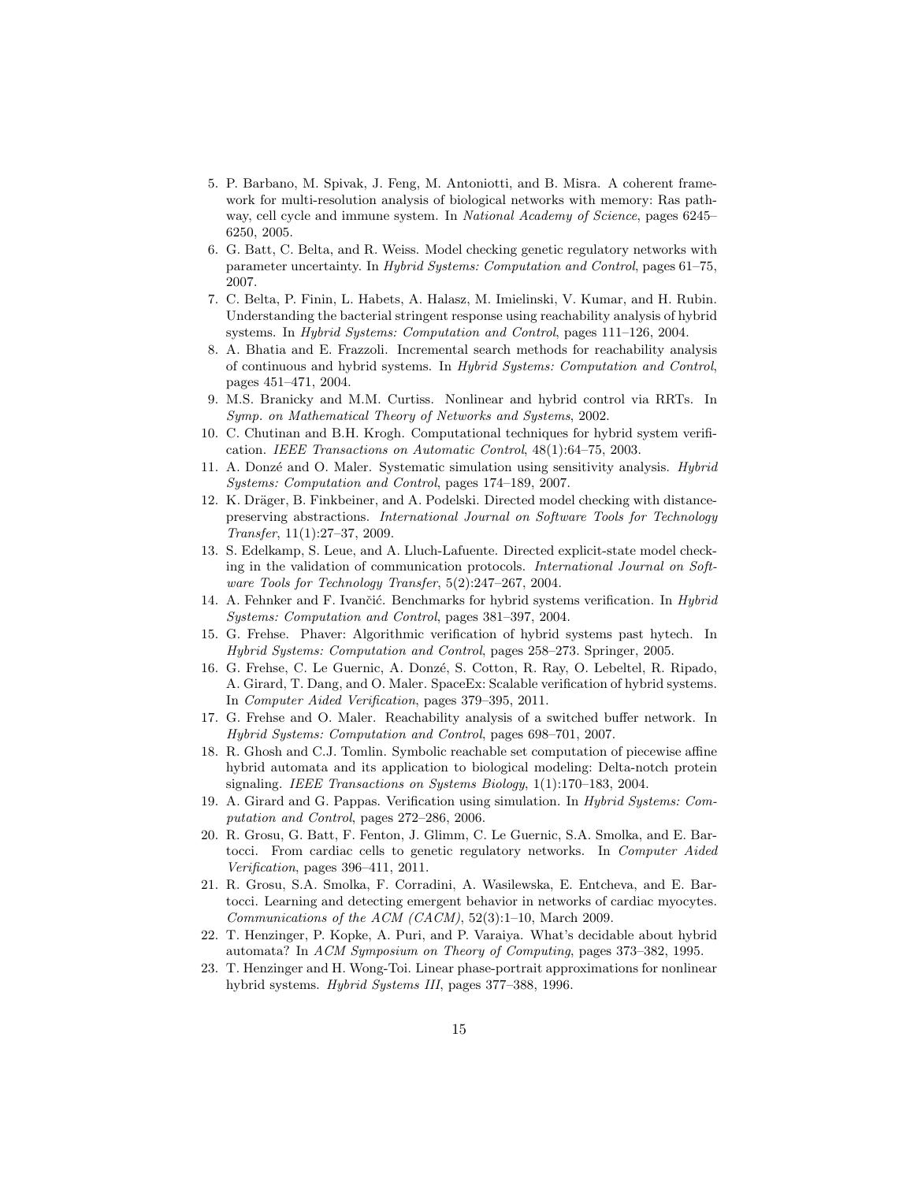5. P. Barbano, M. Spivak, J. Feng, M. Antoniotti, and B. Misra. A coherent framework for multi-resolution analysis of biological networks with memory: Ras pathway, cell cycle and immune system. In *National Academy of Science*, pages 6245–6250, 2005.
6. G. Batt, C. Belta, and R. Weiss. Model checking genetic regulatory networks with parameter uncertainty. In *Hybrid Systems: Computation and Control*, pages 61–75, 2007.
7. C. Belta, P. Finin, L. Habets, A. Halasz, M. Imielinski, V. Kumar, and H. Rubin. Understanding the bacterial stringent response using reachability analysis of hybrid systems. In *Hybrid Systems: Computation and Control*, pages 111–126, 2004.
8. A. Bhatia and E. Frazzoli. Incremental search methods for reachability analysis of continuous and hybrid systems. In *Hybrid Systems: Computation and Control*, pages 451–471, 2004.
9. M.S. Branicky and M.M. Curtiss. Nonlinear and hybrid control via RRTs. In *Symp. on Mathematical Theory of Networks and Systems*, 2002.
10. C. Chutinan and B.H. Krogh. Computational techniques for hybrid system verification. *IEEE Transactions on Automatic Control*, 48(1):64–75, 2003.
11. A. Donzé and O. Maler. Systematic simulation using sensitivity analysis. *Hybrid Systems: Computation and Control*, pages 174–189, 2007.
12. K. Dräger, B. Finkbeiner, and A. Podelski. Directed model checking with distance-preserving abstractions. *International Journal on Software Tools for Technology Transfer*, 11(1):27–37, 2009.
13. S. Edelkamp, S. Leue, and A. Lluch-Lafuente. Directed explicit-state model checking in the validation of communication protocols. *International Journal on Software Tools for Technology Transfer*, 5(2):247–267, 2004.
14. A. Fehnker and F. Ivančić. Benchmarks for hybrid systems verification. In *Hybrid Systems: Computation and Control*, pages 381–397, 2004.
15. G. Frehse. Phaver: Algorithmic verification of hybrid systems past hytech. In *Hybrid Systems: Computation and Control*, pages 258–273. Springer, 2005.
16. G. Frehse, C. Le Guernic, A. Donzé, S. Cotton, R. Ray, O. Lebeltel, R. Ripado, A. Girard, T. Dang, and O. Maler. SpaceEx: Scalable verification of hybrid systems. In *Computer Aided Verification*, pages 379–395, 2011.
17. G. Frehse and O. Maler. Reachability analysis of a switched buffer network. In *Hybrid Systems: Computation and Control*, pages 698–701, 2007.
18. R. Ghosh and C.J. Tomlin. Symbolic reachable set computation of piecewise affine hybrid automata and its application to biological modeling: Delta-notch protein signaling. *IEEE Transactions on Systems Biology*, 1(1):170–183, 2004.
19. A. Girard and G. Pappas. Verification using simulation. In *Hybrid Systems: Computation and Control*, pages 272–286, 2006.
20. R. Grosu, G. Batt, F. Fenton, J. Glimm, C. Le Guernic, S.A. Smolka, and E. Bartocci. From cardiac cells to genetic regulatory networks. In *Computer Aided Verification*, pages 396–411, 2011.
21. R. Grosu, S.A. Smolka, F. Corradini, A. Wasilewska, E. Entcheva, and E. Bartocci. Learning and detecting emergent behavior in networks of cardiac myocytes. *Communications of the ACM (CACM)*, 52(3):1–10, March 2009.
22. T. Henzinger, P. Kopke, A. Puri, and P. Varaiya. What's decidable about hybrid automata? In *ACM Symposium on Theory of Computing*, pages 373–382, 1995.
23. T. Henzinger and H. Wong-Toi. Linear phase-portrait approximations for nonlinear hybrid systems. *Hybrid Systems III*, pages 377–388, 1996.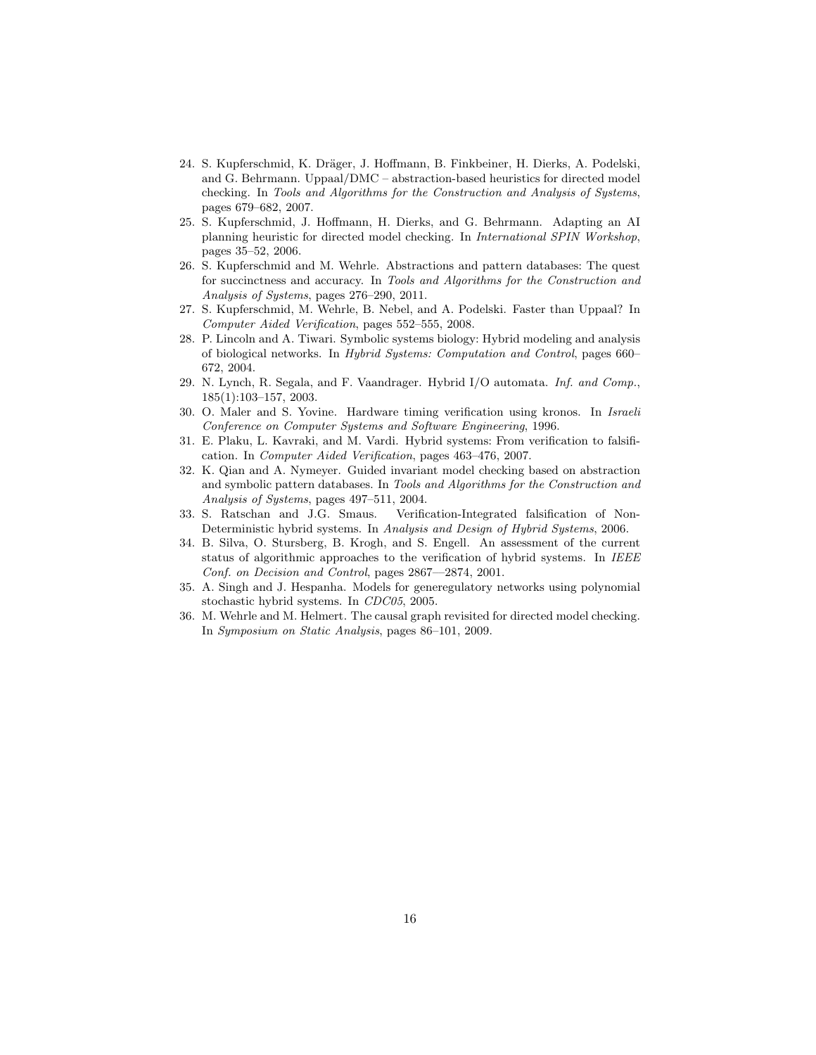24. S. Kupferschmid, K. Dräger, J. Hoffmann, B. Finkbeiner, H. Dierks, A. Podelski, and G. Behrmann. Uppaal/DMC – abstraction-based heuristics for directed model checking. In *Tools and Algorithms for the Construction and Analysis of Systems*, pages 679–682, 2007.
25. S. Kupferschmid, J. Hoffmann, H. Dierks, and G. Behrmann. Adapting an AI planning heuristic for directed model checking. In *International SPIN Workshop*, pages 35–52, 2006.
26. S. Kupferschmid and M. Wehrle. Abstractions and pattern databases: The quest for succinctness and accuracy. In *Tools and Algorithms for the Construction and Analysis of Systems*, pages 276–290, 2011.
27. S. Kupferschmid, M. Wehrle, B. Nebel, and A. Podelski. Faster than Uppaal? In *Computer Aided Verification*, pages 552–555, 2008.
28. P. Lincoln and A. Tiwari. Symbolic systems biology: Hybrid modeling and analysis of biological networks. In *Hybrid Systems: Computation and Control*, pages 660–672, 2004.
29. N. Lynch, R. Segala, and F. Vaandrager. Hybrid I/O automata. *Inf. and Comp.*, 185(1):103–157, 2003.
30. O. Maler and S. Yovine. Hardware timing verification using kronos. In *Israeli Conference on Computer Systems and Software Engineering*, 1996.
31. E. Plaku, L. Kavraki, and M. Vardi. Hybrid systems: From verification to falsification. In *Computer Aided Verification*, pages 463–476, 2007.
32. K. Qian and A. Nymeyer. Guided invariant model checking based on abstraction and symbolic pattern databases. In *Tools and Algorithms for the Construction and Analysis of Systems*, pages 497–511, 2004.
33. S. Ratschan and J.G. Smaus. Verification-Integrated falsification of Non-Deterministic hybrid systems. In *Analysis and Design of Hybrid Systems*, 2006.
34. B. Silva, O. Stursberg, B. Krogh, and S. Engell. An assessment of the current status of algorithmic approaches to the verification of hybrid systems. In *IEEE Conf. on Decision and Control*, pages 2867—2874, 2001.
35. A. Singh and J. Hespanha. Models for generegulatory networks using polynomial stochastic hybrid systems. In *CDC05*, 2005.
36. M. Wehrle and M. Helmert. The causal graph revisited for directed model checking. In *Symposium on Static Analysis*, pages 86–101, 2009.